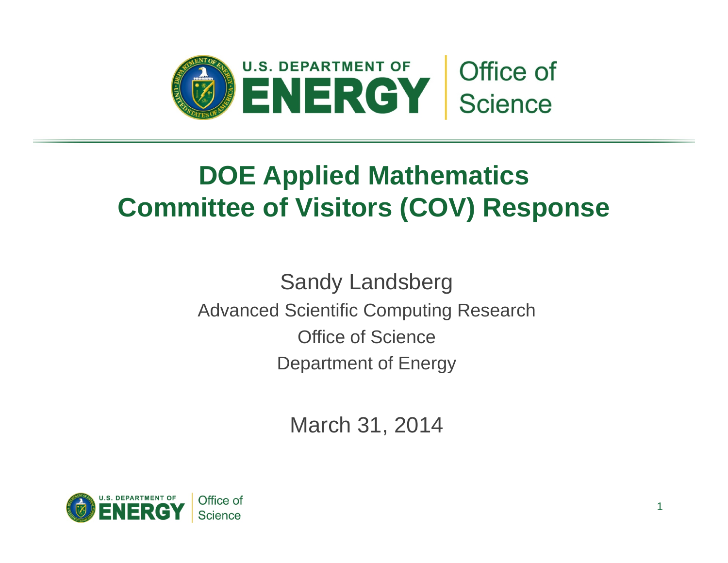# DOE Applied Mathematics Committee of Visitors (COV) Response

Sandy Landsberg

Advanced Scientific Computing Research

Office of Science

Department of Energy

March 31, 2014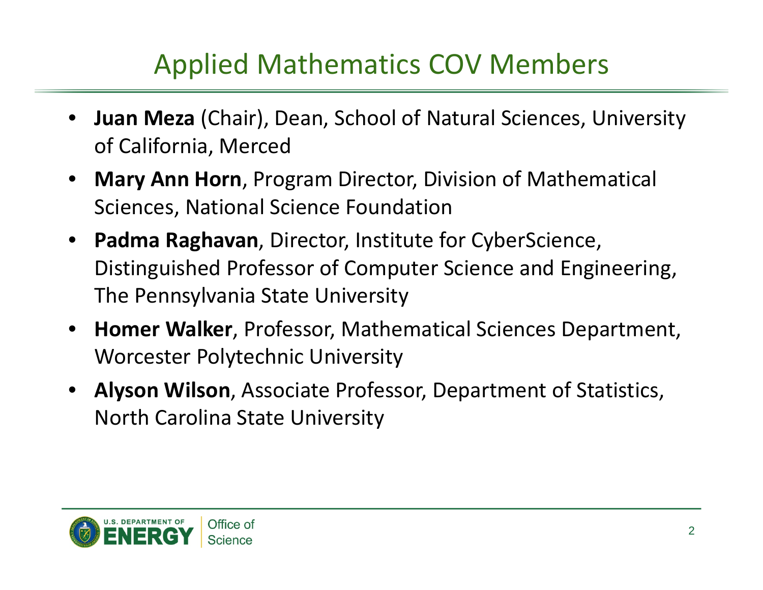# Applied Mathematics COV Members

- **Juan Meza** (Chair), Dean, School of Natural Sciences, University of California, Merced
- **Mary Ann Horn**, Program Director, Division of Mathematical Sciences, National Science Foundation
- **Padma Raghavan**, Director, Institute for CyberScience, Distinguished Professor of Computer Science and Engineering, The Pennsylvania State University
- **Homer Walker**, Professor, Mathematical Sciences Department, Worcester Polytechnic University
- **Alyson Wilson**, Associate Professor, Department of Statistics, North Carolina State University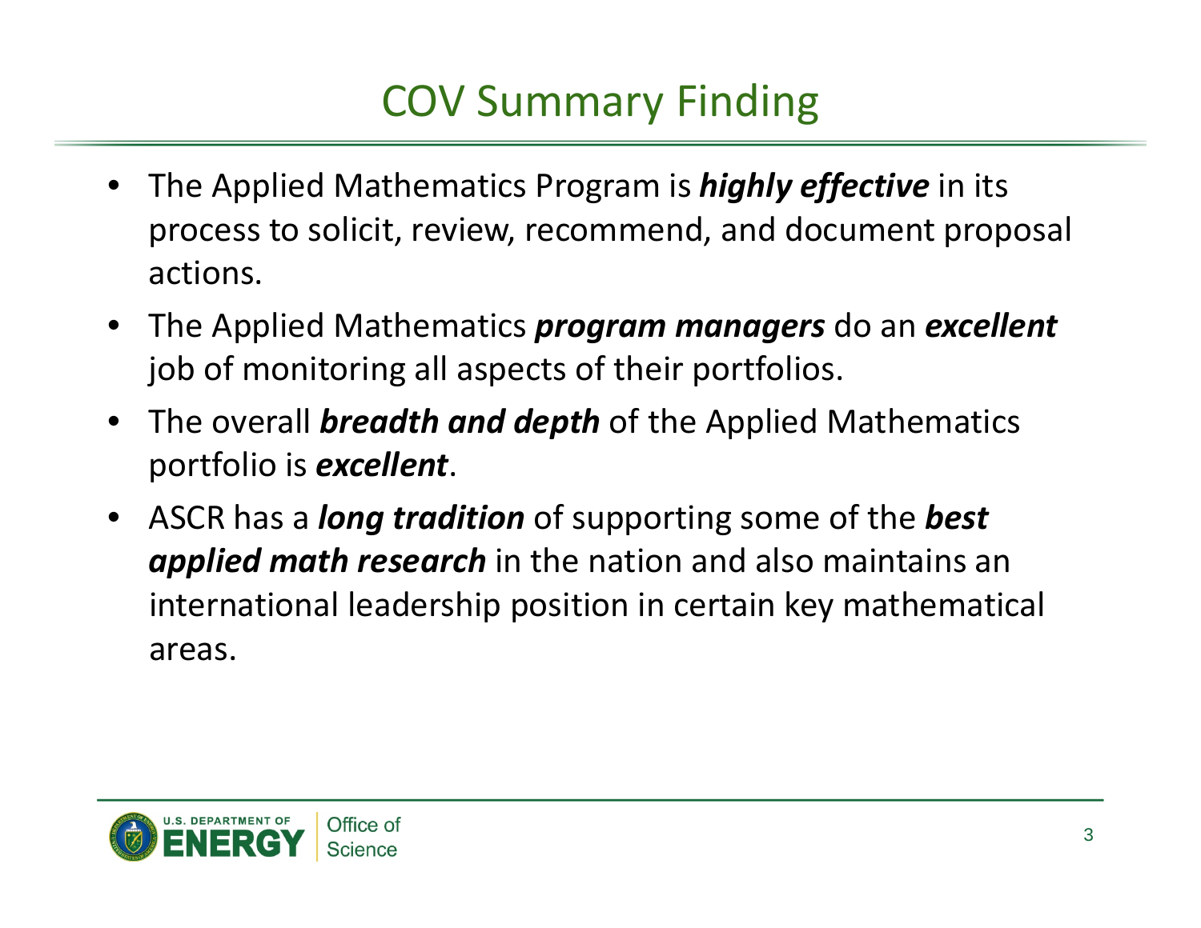# COV Summary Finding

- The Applied Mathematics Program is ***highly effective*** in its process to solicit, review, recommend, and document proposal actions.
- The Applied Mathematics ***program managers*** do an ***excellent*** job of monitoring all aspects of their portfolios.
- The overall ***breadth and depth*** of the Applied Mathematics portfolio is ***excellent***.
- ASCR has a ***long tradition*** of supporting some of the ***best applied math research*** in the nation and also maintains an international leadership position in certain key mathematical areas.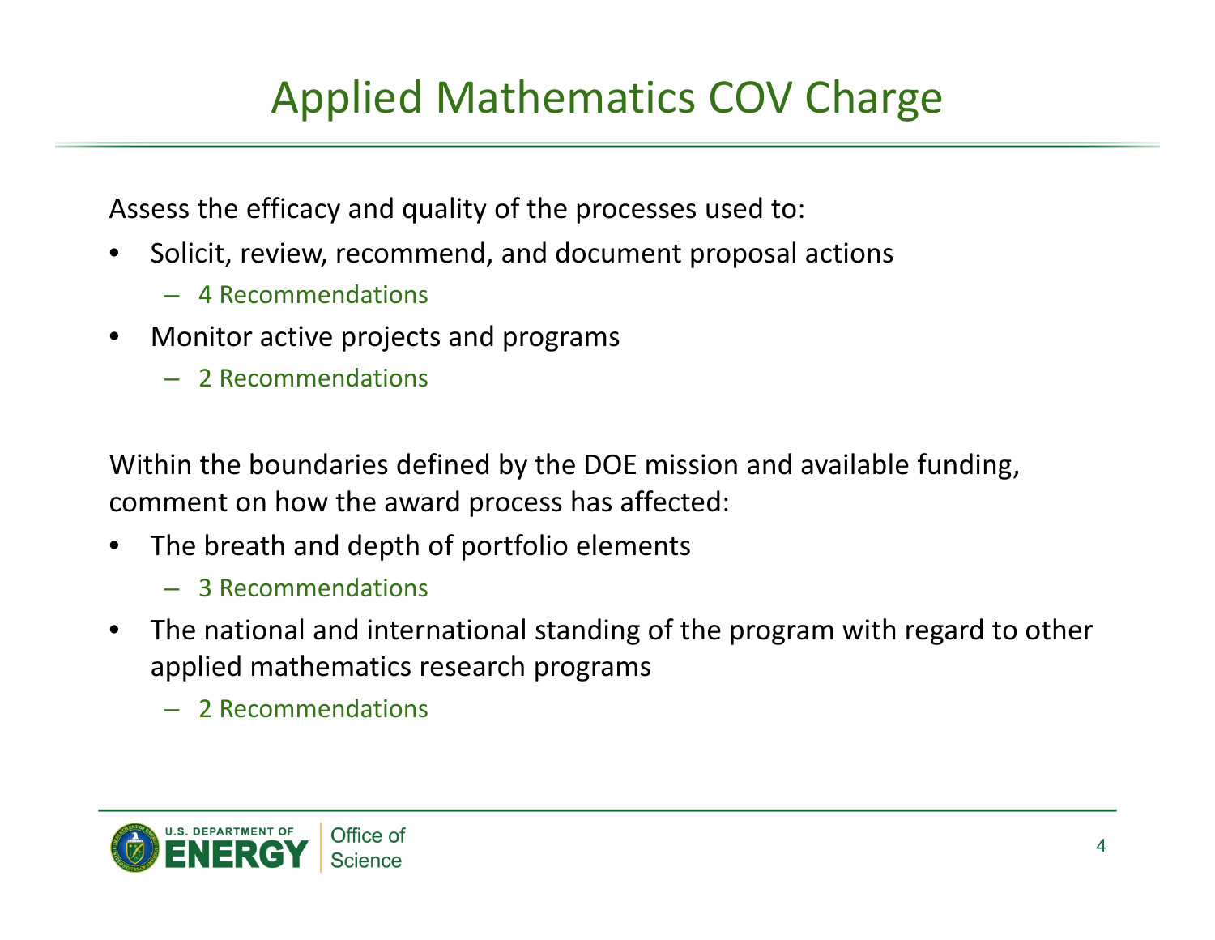# Applied Mathematics COV Charge

Assess the efficacy and quality of the processes used to:

- Solicit, review, recommend, and document proposal actions
  - 4 Recommendations
- Monitor active projects and programs
  - 2 Recommendations

Within the boundaries defined by the DOE mission and available funding, comment on how the award process has affected:

- The breath and depth of portfolio elements
  - 3 Recommendations
- The national and international standing of the program with regard to other applied mathematics research programs
  - 2 Recommendations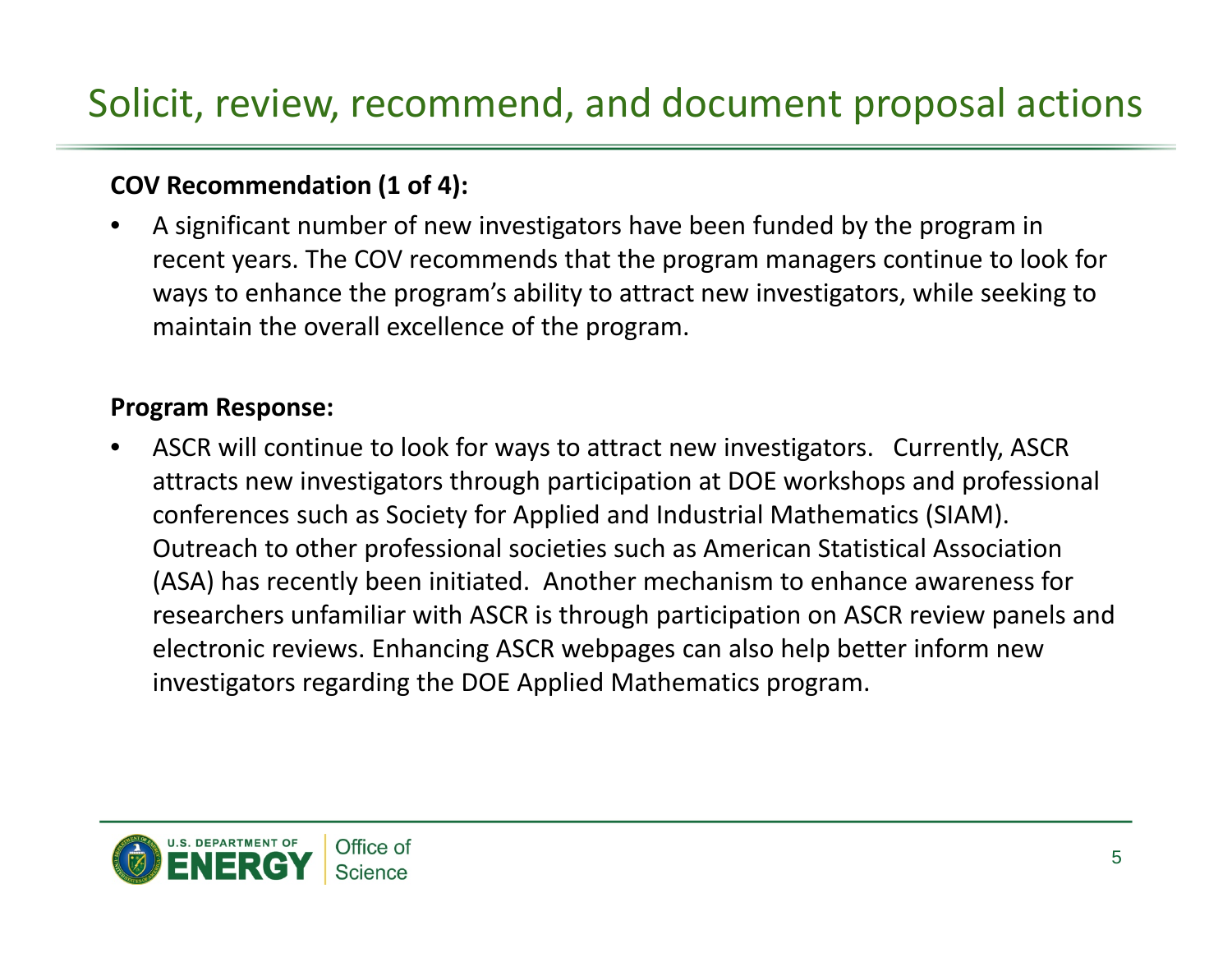# Solicit, review, recommend, and document proposal actions

**COV Recommendation (1 of 4):**

- A significant number of new investigators have been funded by the program in recent years. The COV recommends that the program managers continue to look for ways to enhance the program's ability to attract new investigators, while seeking to maintain the overall excellence of the program.

**Program Response:**

- ASCR will continue to look for ways to attract new investigators. Currently, ASCR attracts new investigators through participation at DOE workshops and professional conferences such as Society for Applied and Industrial Mathematics (SIAM). Outreach to other professional societies such as American Statistical Association (ASA) has recently been initiated. Another mechanism to enhance awareness for researchers unfamiliar with ASCR is through participation on ASCR review panels and electronic reviews. Enhancing ASCR webpages can also help better inform new investigators regarding the DOE Applied Mathematics program.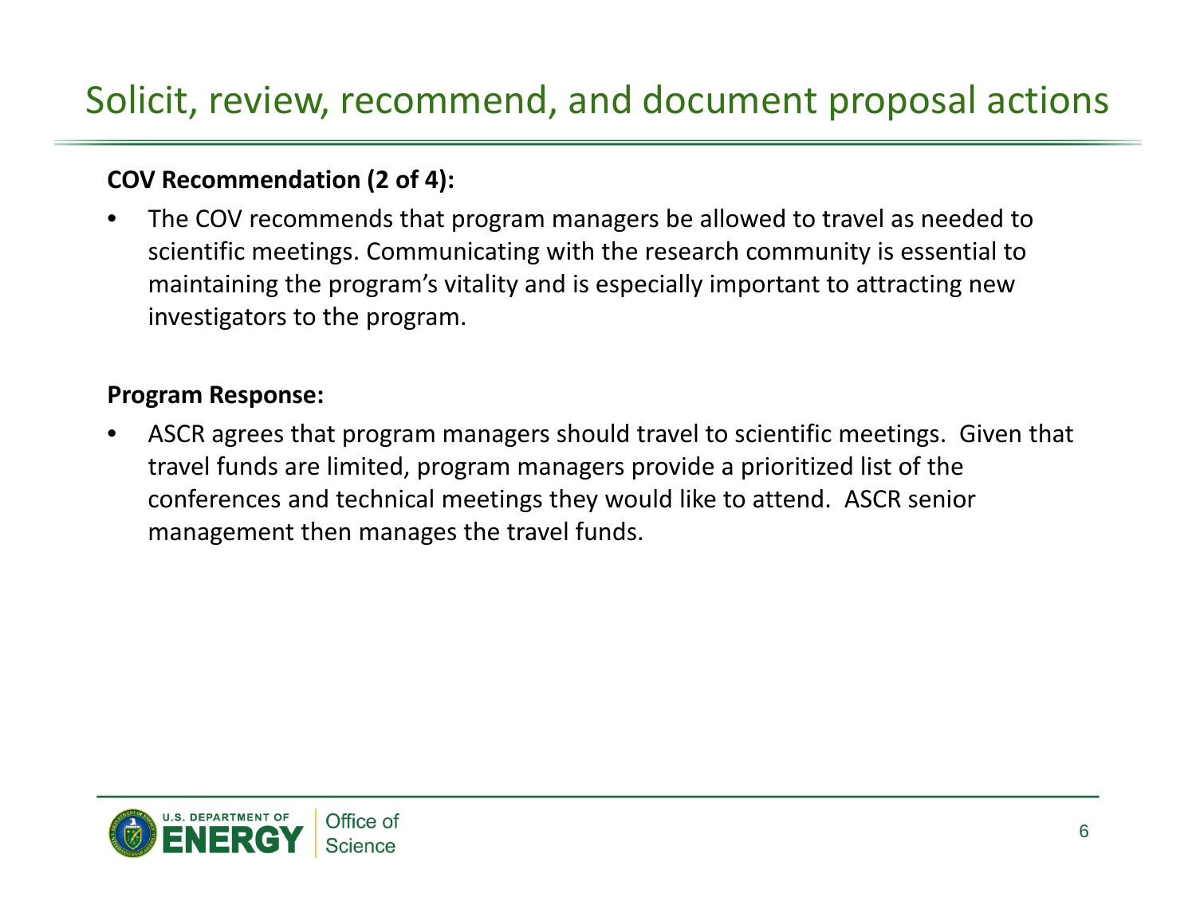# Solicit, review, recommend, and document proposal actions

**COV Recommendation (2 of 4):**

- The COV recommends that program managers be allowed to travel as needed to scientific meetings. Communicating with the research community is essential to maintaining the program's vitality and is especially important to attracting new investigators to the program.

**Program Response:**

- ASCR agrees that program managers should travel to scientific meetings. Given that travel funds are limited, program managers provide a prioritized list of the conferences and technical meetings they would like to attend. ASCR senior management then manages the travel funds.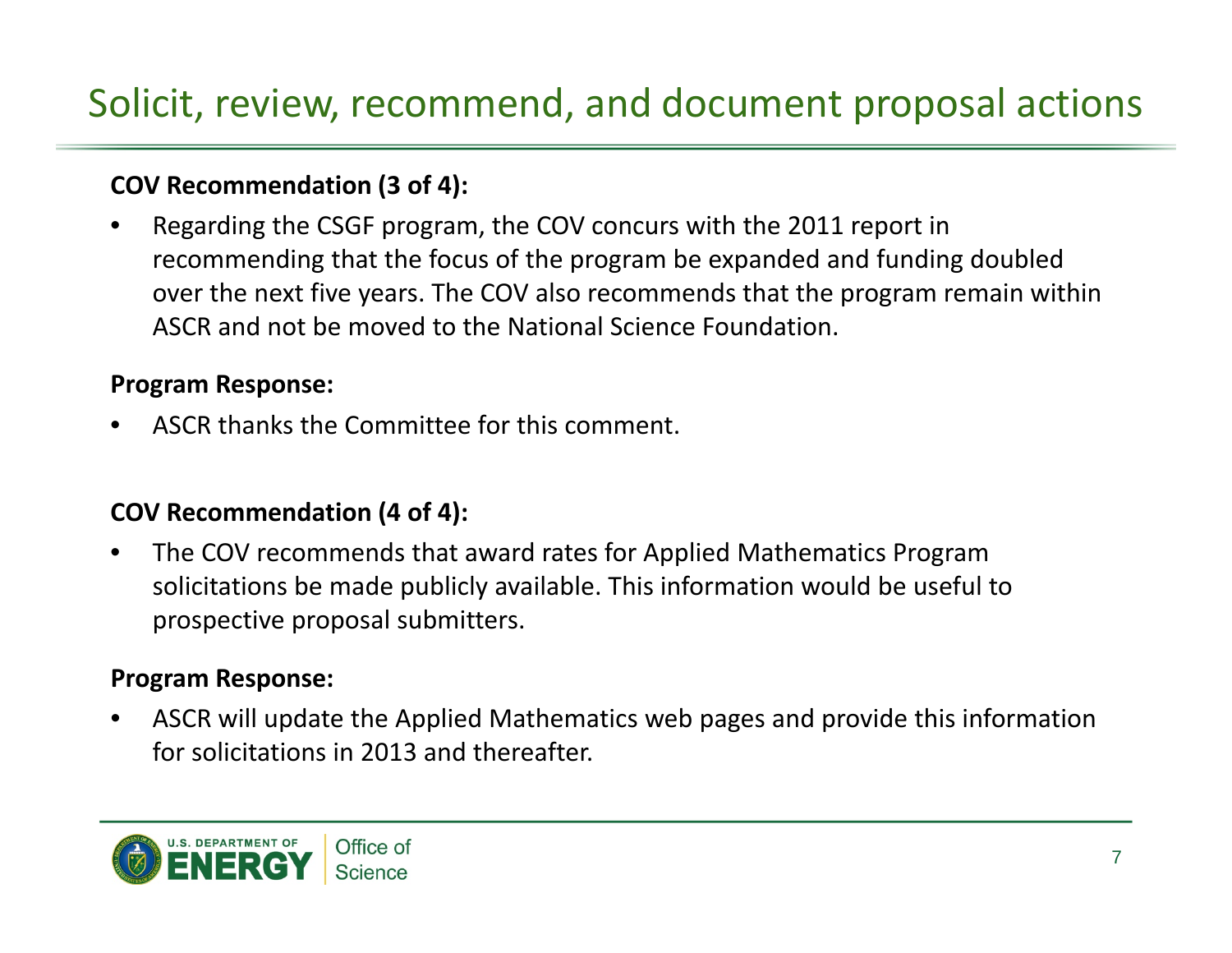# Solicit, review, recommend, and document proposal actions

**COV Recommendation (3 of 4):**

- Regarding the CSGF program, the COV concurs with the 2011 report in recommending that the focus of the program be expanded and funding doubled over the next five years. The COV also recommends that the program remain within ASCR and not be moved to the National Science Foundation.

**Program Response:**

- ASCR thanks the Committee for this comment.

**COV Recommendation (4 of 4):**

- The COV recommends that award rates for Applied Mathematics Program solicitations be made publicly available. This information would be useful to prospective proposal submitters.

**Program Response:**

- ASCR will update the Applied Mathematics web pages and provide this information for solicitations in 2013 and thereafter.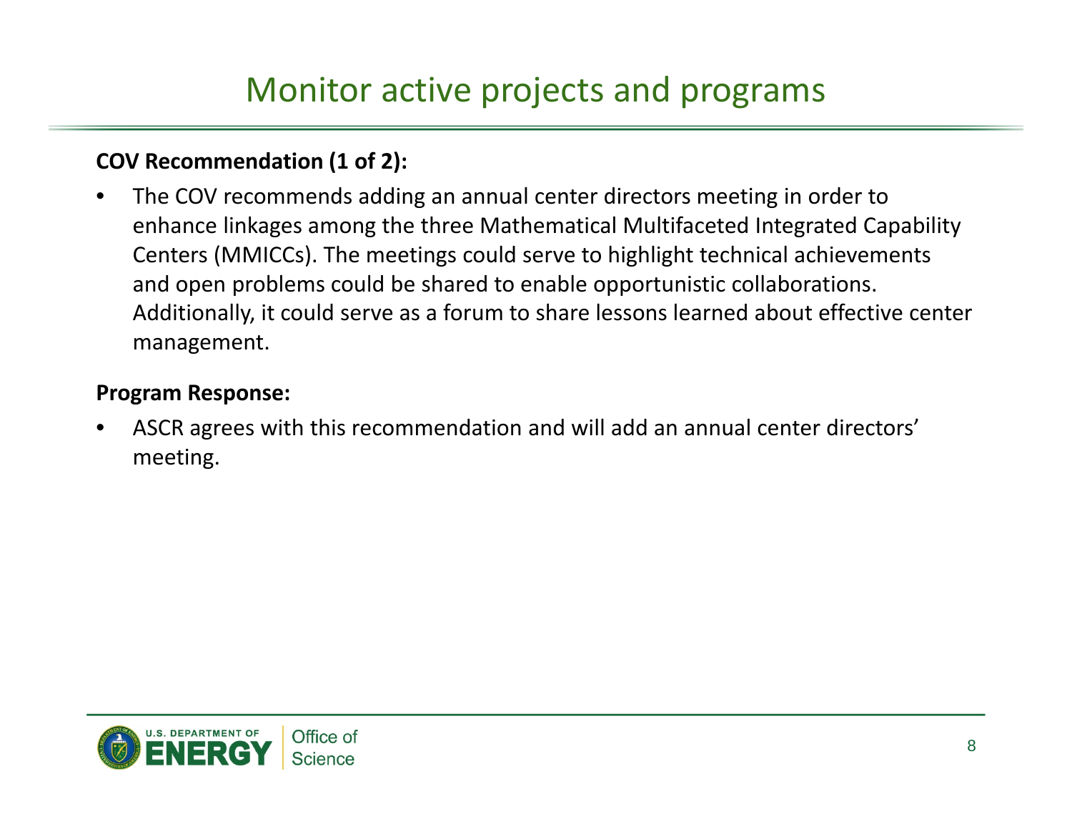# Monitor active projects and programs

**COV Recommendation (1 of 2):**

- The COV recommends adding an annual center directors meeting in order to enhance linkages among the three Mathematical Multifaceted Integrated Capability Centers (MMICCs). The meetings could serve to highlight technical achievements and open problems could be shared to enable opportunistic collaborations. Additionally, it could serve as a forum to share lessons learned about effective center management.

**Program Response:**

- ASCR agrees with this recommendation and will add an annual center directors' meeting.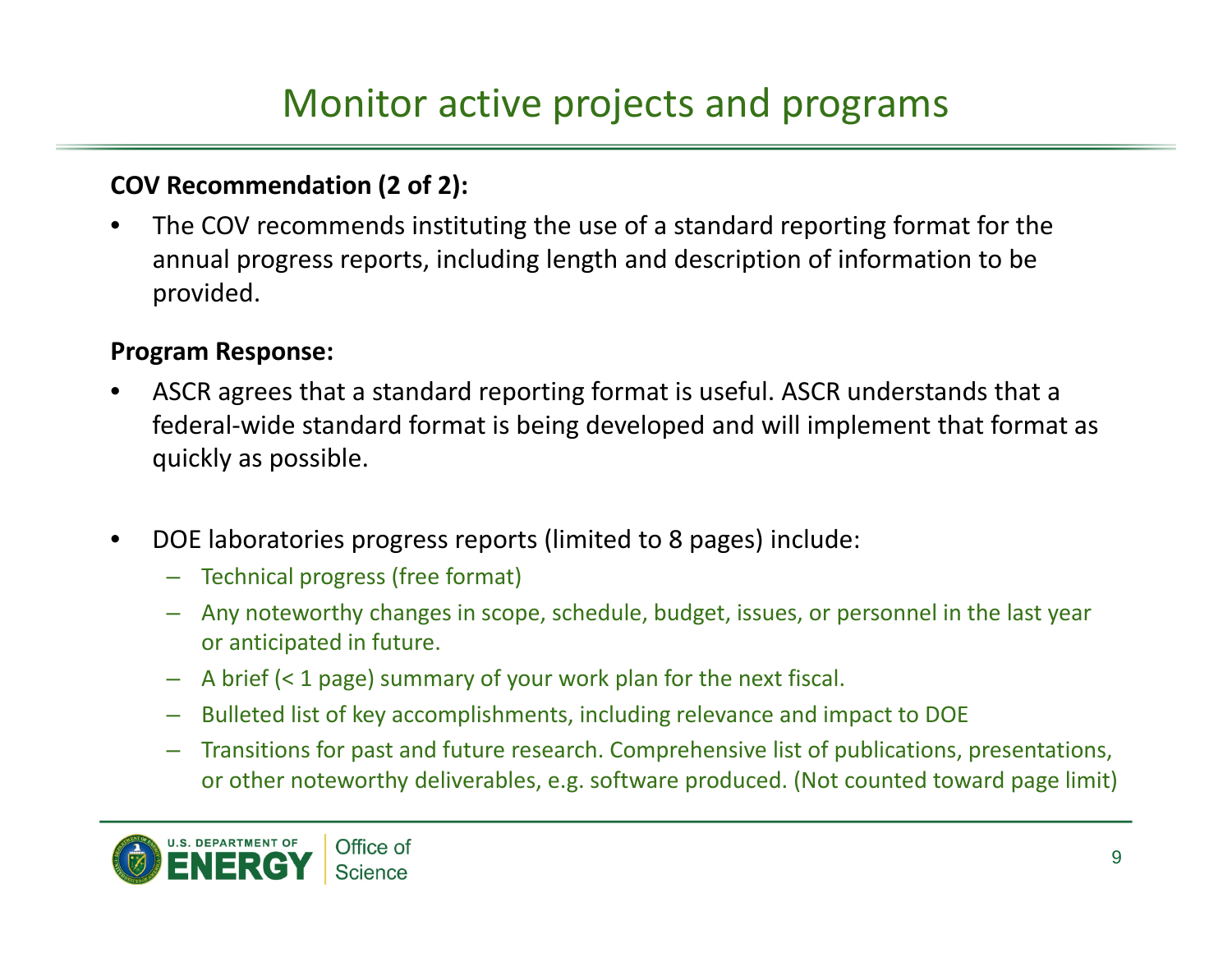# Monitor active projects and programs

**COV Recommendation (2 of 2):**

- The COV recommends instituting the use of a standard reporting format for the annual progress reports, including length and description of information to be provided.

**Program Response:**

- ASCR agrees that a standard reporting format is useful. ASCR understands that a federal-wide standard format is being developed and will implement that format as quickly as possible.

- DOE laboratories progress reports (limited to 8 pages) include:
  - Technical progress (free format)
  - Any noteworthy changes in scope, schedule, budget, issues, or personnel in the last year or anticipated in future.
  - A brief (< 1 page) summary of your work plan for the next fiscal.
  - Bulleted list of key accomplishments, including relevance and impact to DOE
  - Transitions for past and future research. Comprehensive list of publications, presentations, or other noteworthy deliverables, e.g. software produced. (Not counted toward page limit)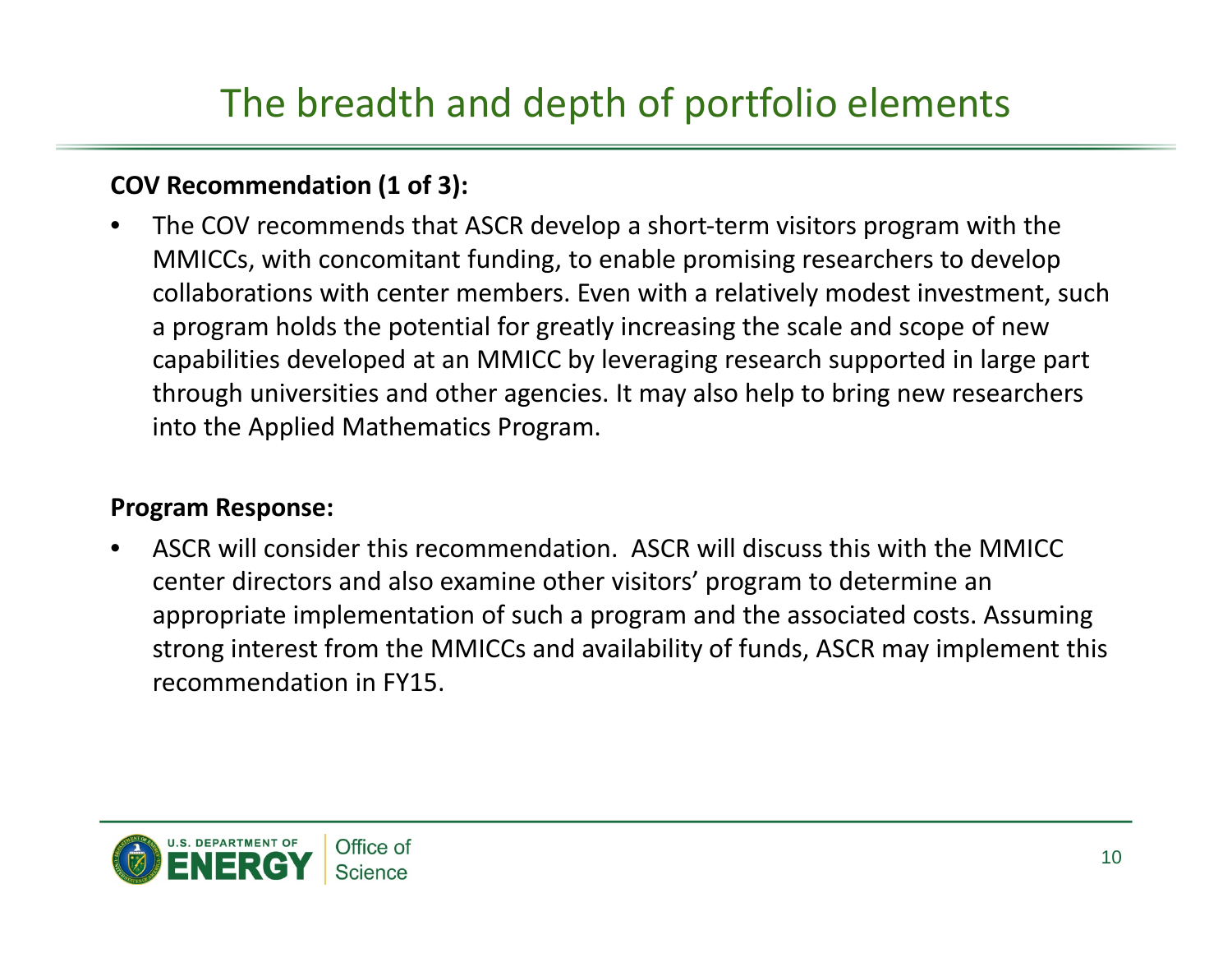# The breadth and depth of portfolio elements

**COV Recommendation (1 of 3):**

- The COV recommends that ASCR develop a short-term visitors program with the MMICCs, with concomitant funding, to enable promising researchers to develop collaborations with center members. Even with a relatively modest investment, such a program holds the potential for greatly increasing the scale and scope of new capabilities developed at an MMICC by leveraging research supported in large part through universities and other agencies. It may also help to bring new researchers into the Applied Mathematics Program.

**Program Response:**

- ASCR will consider this recommendation. ASCR will discuss this with the MMICC center directors and also examine other visitors' program to determine an appropriate implementation of such a program and the associated costs. Assuming strong interest from the MMICCs and availability of funds, ASCR may implement this recommendation in FY15.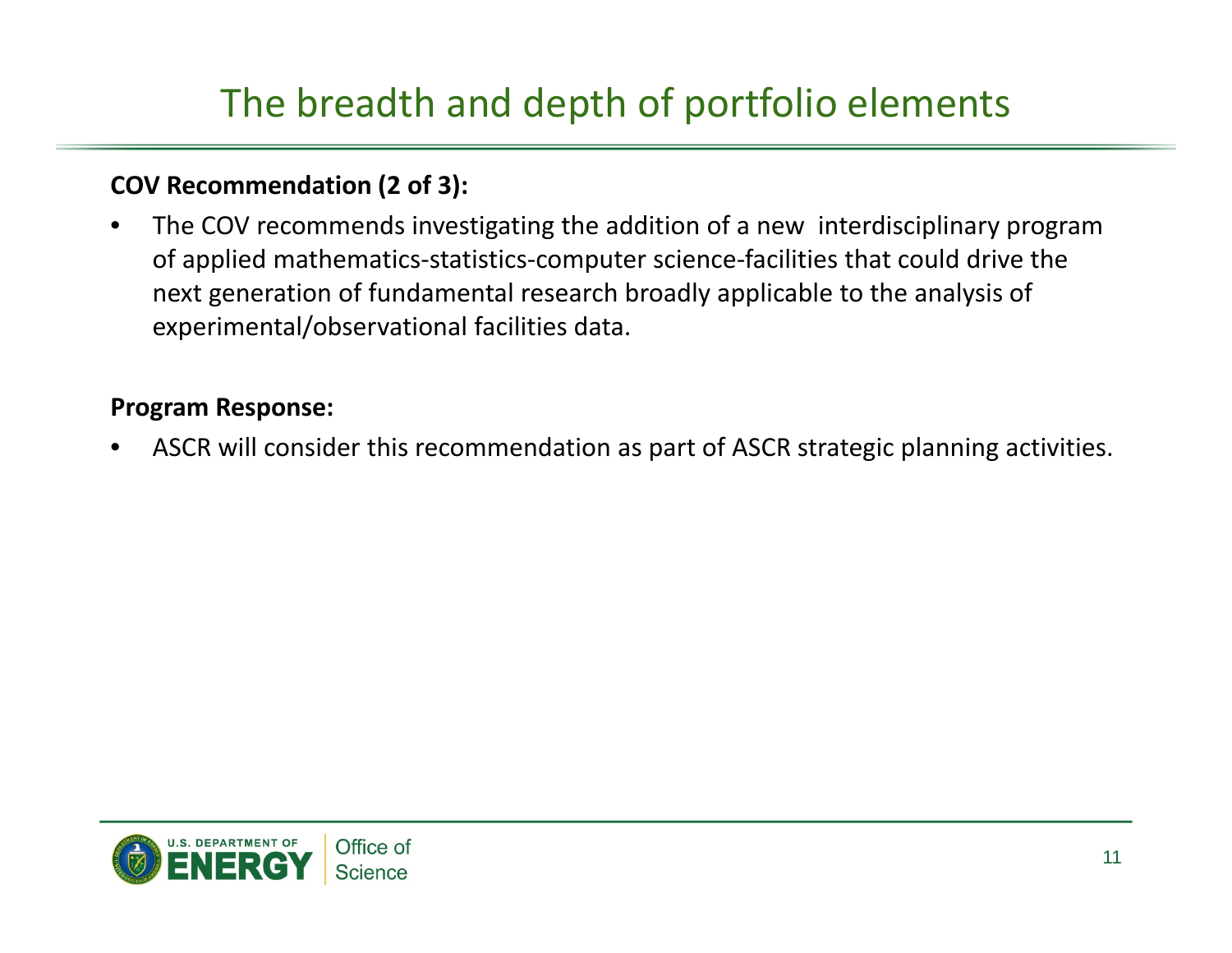# The breadth and depth of portfolio elements

**COV Recommendation (2 of 3):**

- The COV recommends investigating the addition of a new interdisciplinary program of applied mathematics-statistics-computer science-facilities that could drive the next generation of fundamental research broadly applicable to the analysis of experimental/observational facilities data.

**Program Response:**

- ASCR will consider this recommendation as part of ASCR strategic planning activities.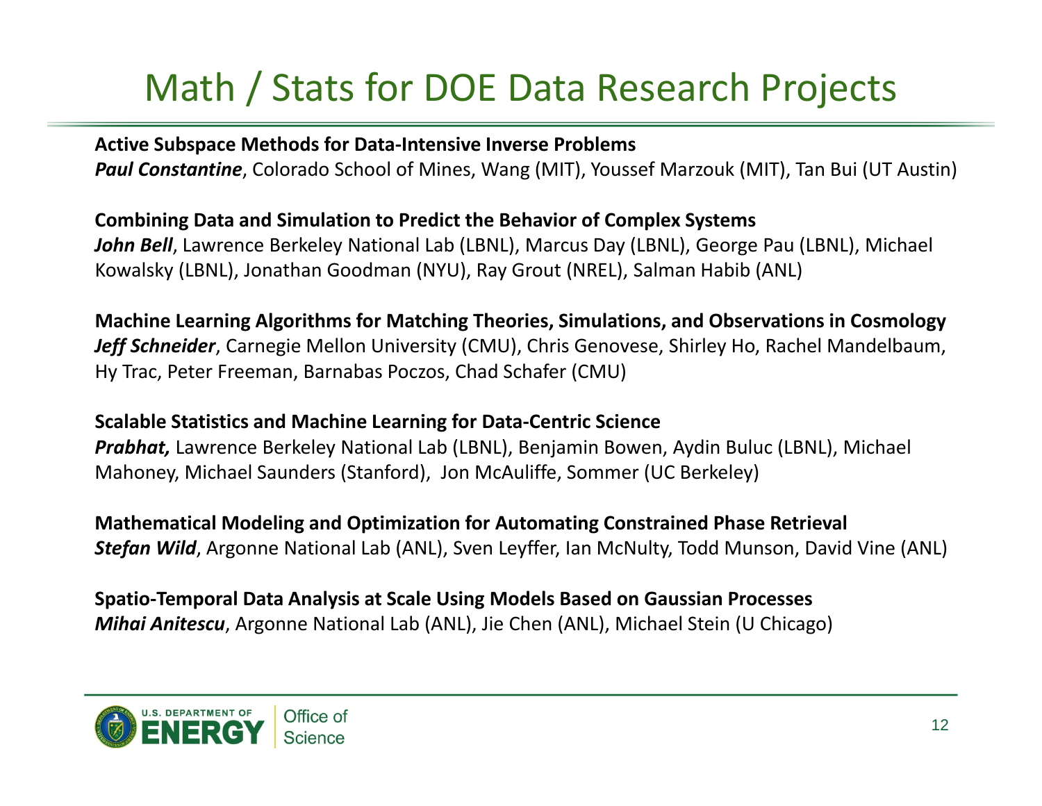# Math / Stats for DOE Data Research Projects

**Active Subspace Methods for Data-Intensive Inverse Problems**
***Paul Constantine***, Colorado School of Mines, Wang (MIT), Youssef Marzouk (MIT), Tan Bui (UT Austin)

**Combining Data and Simulation to Predict the Behavior of Complex Systems**
***John Bell***, Lawrence Berkeley National Lab (LBNL), Marcus Day (LBNL), George Pau (LBNL), Michael Kowalsky (LBNL), Jonathan Goodman (NYU), Ray Grout (NREL), Salman Habib (ANL)

**Machine Learning Algorithms for Matching Theories, Simulations, and Observations in Cosmology**
***Jeff Schneider***, Carnegie Mellon University (CMU), Chris Genovese, Shirley Ho, Rachel Mandelbaum, Hy Trac, Peter Freeman, Barnabas Poczos, Chad Schafer (CMU)

**Scalable Statistics and Machine Learning for Data-Centric Science**
***Prabhat,*** Lawrence Berkeley National Lab (LBNL), Benjamin Bowen, Aydin Buluc (LBNL), Michael Mahoney, Michael Saunders (Stanford), Jon McAuliffe, Sommer (UC Berkeley)

**Mathematical Modeling and Optimization for Automating Constrained Phase Retrieval**
***Stefan Wild***, Argonne National Lab (ANL), Sven Leyffer, Ian McNulty, Todd Munson, David Vine (ANL)

**Spatio-Temporal Data Analysis at Scale Using Models Based on Gaussian Processes**
***Mihai Anitescu***, Argonne National Lab (ANL), Jie Chen (ANL), Michael Stein (U Chicago)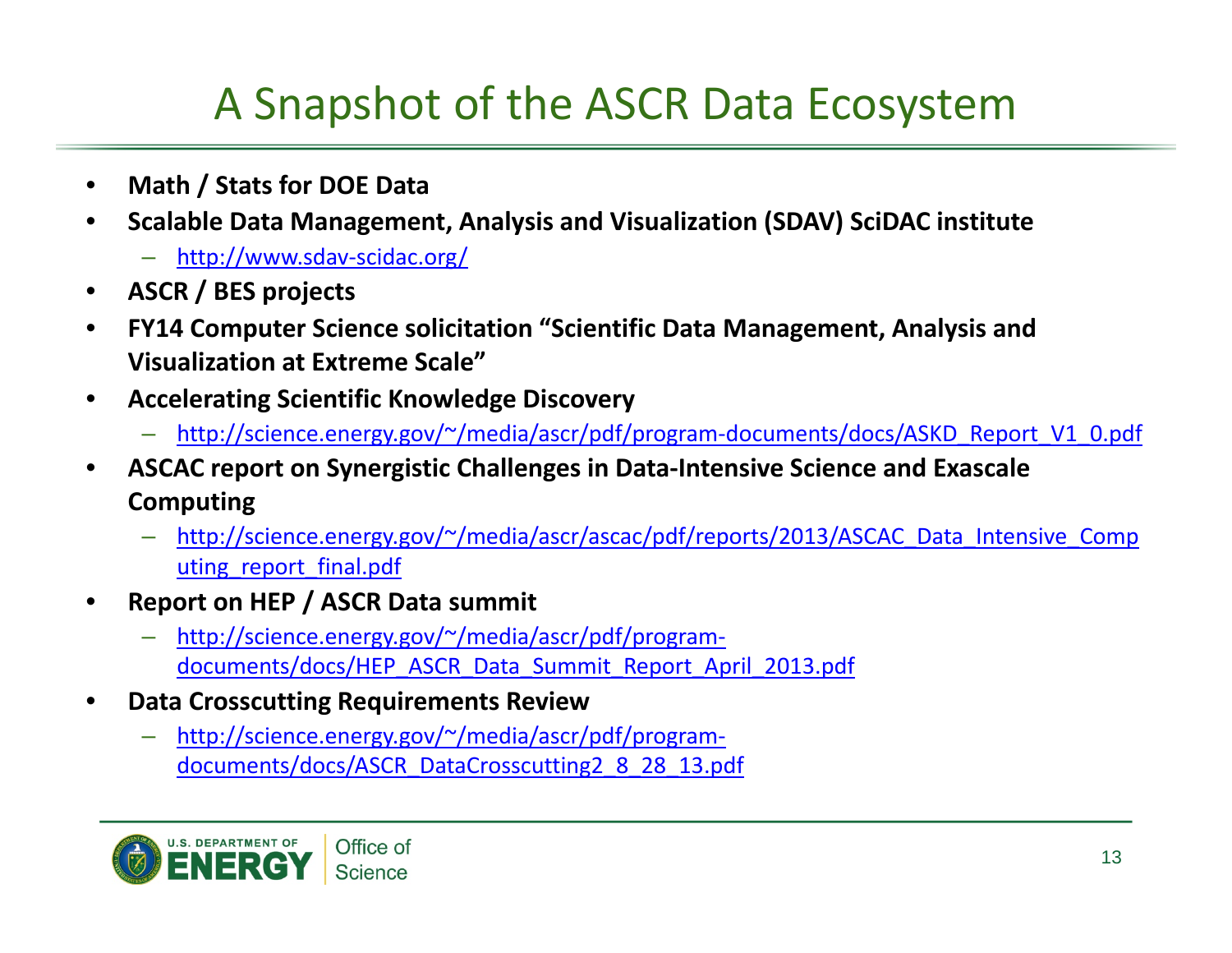# A Snapshot of the ASCR Data Ecosystem

- **Math / Stats for DOE Data**
- **Scalable Data Management, Analysis and Visualization (SDAV) SciDAC institute**
  - http://www.sdav-scidac.org/
- **ASCR / BES projects**
- **FY14 Computer Science solicitation "Scientific Data Management, Analysis and Visualization at Extreme Scale"**
- **Accelerating Scientific Knowledge Discovery**
  - http://science.energy.gov/~/media/ascr/pdf/program-documents/docs/ASKD_Report_V1_0.pdf
- **ASCAC report on Synergistic Challenges in Data-Intensive Science and Exascale Computing**
  - http://science.energy.gov/~/media/ascr/ascac/pdf/reports/2013/ASCAC_Data_Intensive_Computing_report_final.pdf
- **Report on HEP / ASCR Data summit**
  - http://science.energy.gov/~/media/ascr/pdf/program-documents/docs/HEP_ASCR_Data_Summit_Report_April_2013.pdf
- **Data Crosscutting Requirements Review**
  - http://science.energy.gov/~/media/ascr/pdf/program-documents/docs/ASCR_DataCrosscutting2_8_28_13.pdf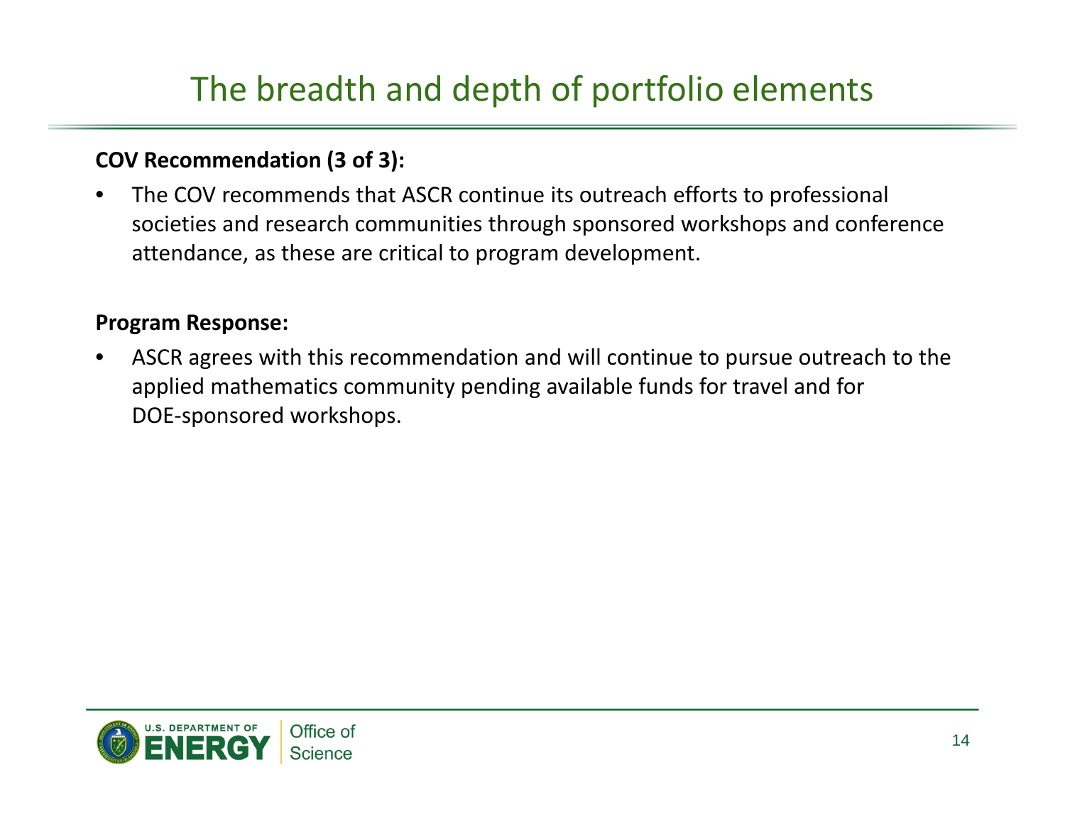# The breadth and depth of portfolio elements

**COV Recommendation (3 of 3):**

- The COV recommends that ASCR continue its outreach efforts to professional societies and research communities through sponsored workshops and conference attendance, as these are critical to program development.

**Program Response:**

- ASCR agrees with this recommendation and will continue to pursue outreach to the applied mathematics community pending available funds for travel and for DOE-sponsored workshops.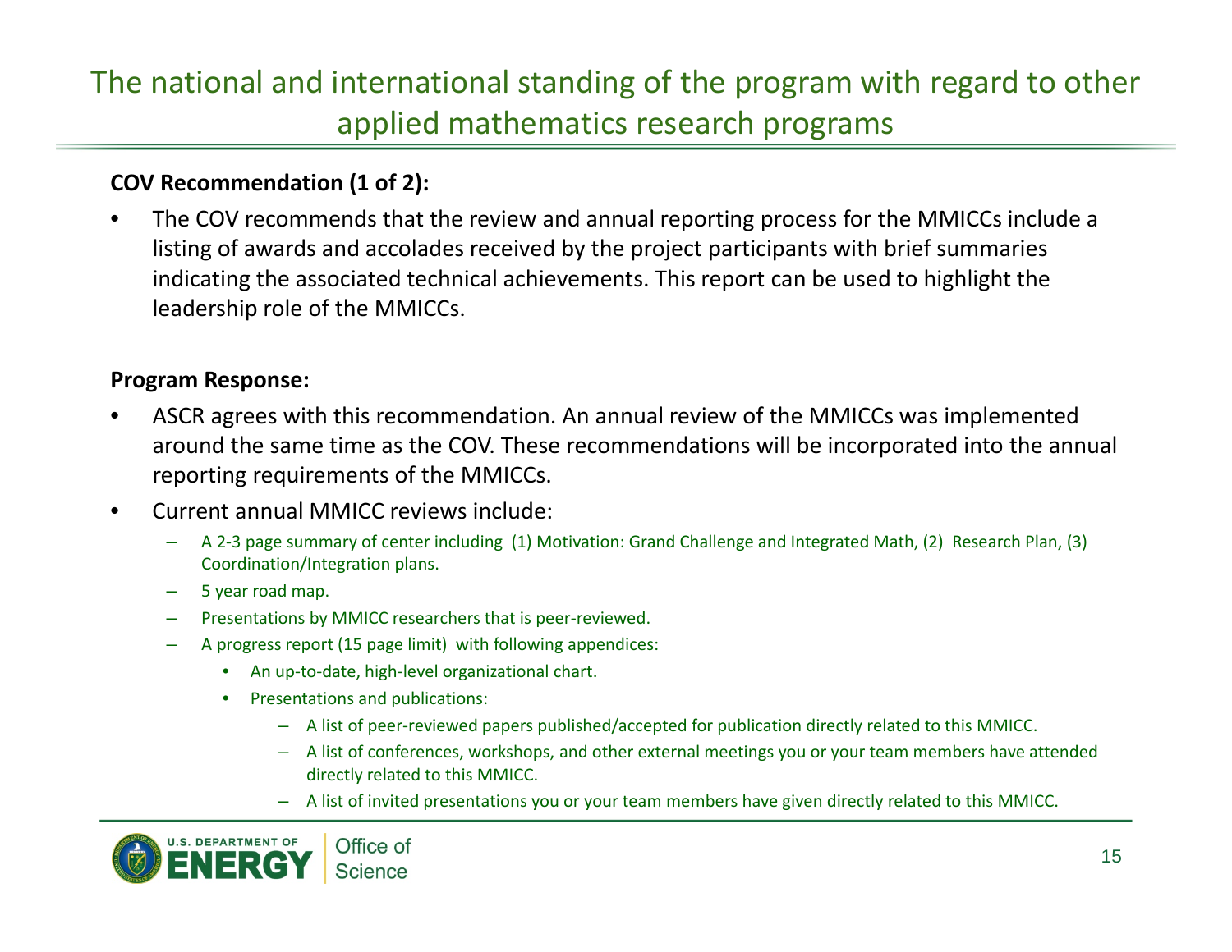# The national and international standing of the program with regard to other applied mathematics research programs

**COV Recommendation (1 of 2):**

- The COV recommends that the review and annual reporting process for the MMICCs include a listing of awards and accolades received by the project participants with brief summaries indicating the associated technical achievements. This report can be used to highlight the leadership role of the MMICCs.

**Program Response:**

- ASCR agrees with this recommendation. An annual review of the MMICCs was implemented around the same time as the COV. These recommendations will be incorporated into the annual reporting requirements of the MMICCs.
- Current annual MMICC reviews include:
  - A 2-3 page summary of center including (1) Motivation: Grand Challenge and Integrated Math, (2) Research Plan, (3) Coordination/Integration plans.
  - 5 year road map.
  - Presentations by MMICC researchers that is peer-reviewed.
  - A progress report (15 page limit) with following appendices:
    - An up-to-date, high-level organizational chart.
    - Presentations and publications:
      - A list of peer-reviewed papers published/accepted for publication directly related to this MMICC.
      - A list of conferences, workshops, and other external meetings you or your team members have attended directly related to this MMICC.
      - A list of invited presentations you or your team members have given directly related to this MMICC.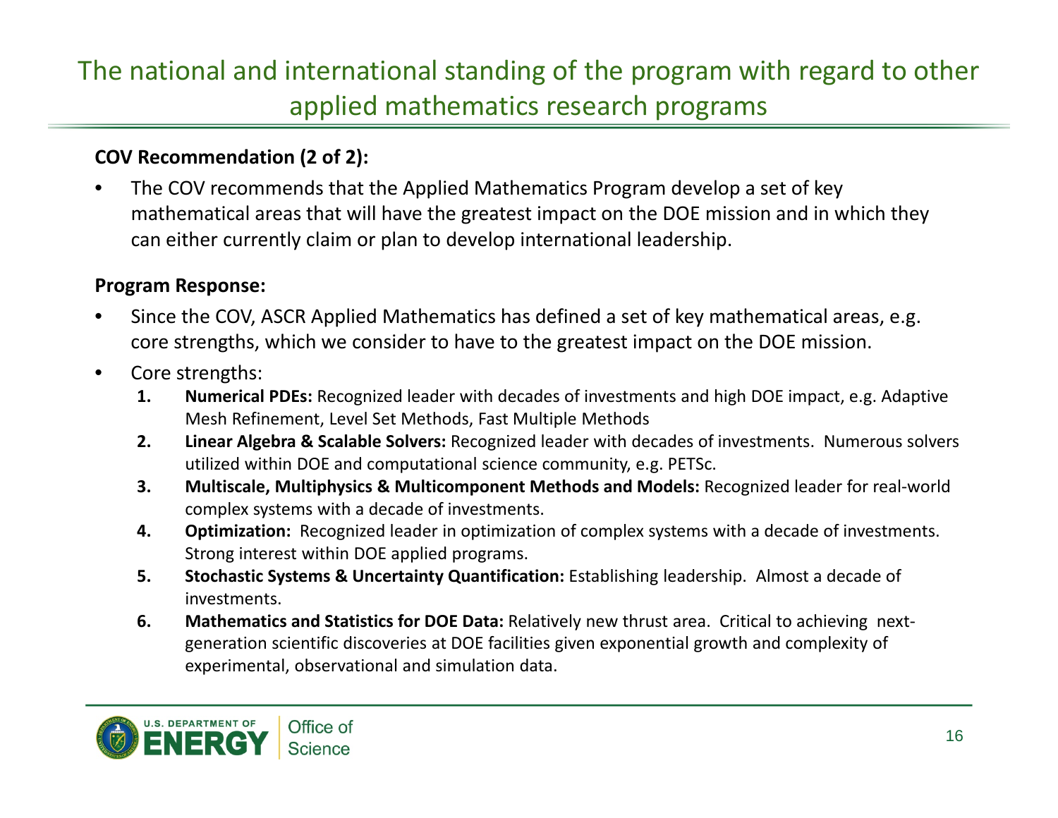# The national and international standing of the program with regard to other applied mathematics research programs

**COV Recommendation (2 of 2):**

- The COV recommends that the Applied Mathematics Program develop a set of key mathematical areas that will have the greatest impact on the DOE mission and in which they can either currently claim or plan to develop international leadership.

**Program Response:**

- Since the COV, ASCR Applied Mathematics has defined a set of key mathematical areas, e.g. core strengths, which we consider to have to the greatest impact on the DOE mission.
- Core strengths:
  1. **Numerical PDEs:** Recognized leader with decades of investments and high DOE impact, e.g. Adaptive Mesh Refinement, Level Set Methods, Fast Multiple Methods
  2. **Linear Algebra & Scalable Solvers:** Recognized leader with decades of investments. Numerous solvers utilized within DOE and computational science community, e.g. PETSc.
  3. **Multiscale, Multiphysics & Multicomponent Methods and Models:** Recognized leader for real-world complex systems with a decade of investments.
  4. **Optimization:** Recognized leader in optimization of complex systems with a decade of investments. Strong interest within DOE applied programs.
  5. **Stochastic Systems & Uncertainty Quantification:** Establishing leadership. Almost a decade of investments.
  6. **Mathematics and Statistics for DOE Data:** Relatively new thrust area. Critical to achieving next-generation scientific discoveries at DOE facilities given exponential growth and complexity of experimental, observational and simulation data.